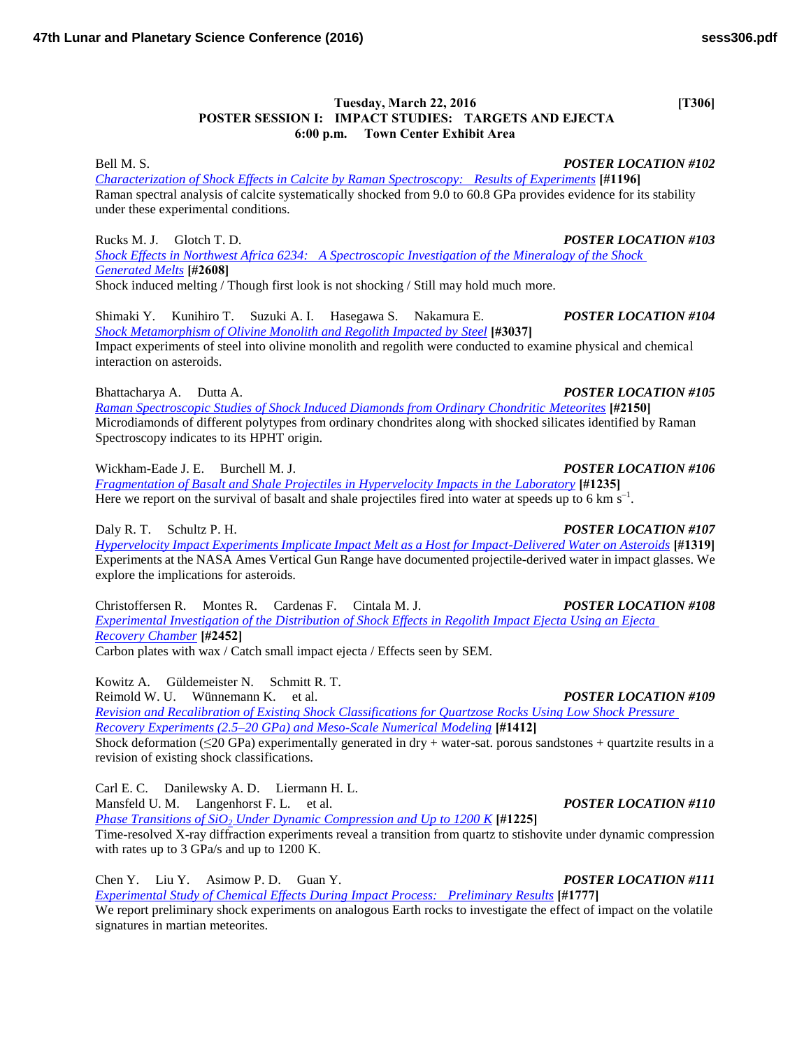**Tuesday, March 22, 2016 [T306]**
**POSTER SESSION I: IMPACT STUDIES: TARGETS AND EJECTA**
**6:00 p.m. Town Center Exhibit Area**

Bell M. S. ***POSTER LOCATION #102***
*Characterization of Shock Effects in Calcite by Raman Spectroscopy: Results of Experiments* **[#1196]**
Raman spectral analysis of calcite systematically shocked from 9.0 to 60.8 GPa provides evidence for its stability under these experimental conditions.

Rucks M. J. Glotch T. D. ***POSTER LOCATION #103***
*Shock Effects in Northwest Africa 6234: A Spectroscopic Investigation of the Mineralogy of the Shock Generated Melts* **[#2608]**
Shock induced melting / Though first look is not shocking / Still may hold much more.

Shimaki Y. Kunihiro T. Suzuki A. I. Hasegawa S. Nakamura E. ***POSTER LOCATION #104***
*Shock Metamorphism of Olivine Monolith and Regolith Impacted by Steel* **[#3037]**
Impact experiments of steel into olivine monolith and regolith were conducted to examine physical and chemical interaction on asteroids.

Bhattacharya A. Dutta A. ***POSTER LOCATION #105***
*Raman Spectroscopic Studies of Shock Induced Diamonds from Ordinary Chondritic Meteorites* **[#2150]**
Microdiamonds of different polytypes from ordinary chondrites along with shocked silicates identified by Raman Spectroscopy indicates to its HPHT origin.

Wickham-Eade J. E. Burchell M. J. ***POSTER LOCATION #106***
*Fragmentation of Basalt and Shale Projectiles in Hypervelocity Impacts in the Laboratory* **[#1235]**
Here we report on the survival of basalt and shale projectiles fired into water at speeds up to 6 km $s^{-1}$.

Daly R. T. Schultz P. H. ***POSTER LOCATION #107***
*Hypervelocity Impact Experiments Implicate Impact Melt as a Host for Impact-Delivered Water on Asteroids* **[#1319]**
Experiments at the NASA Ames Vertical Gun Range have documented projectile-derived water in impact glasses. We explore the implications for asteroids.

Christoffersen R. Montes R. Cardenas F. Cintala M. J. ***POSTER LOCATION #108***
*Experimental Investigation of the Distribution of Shock Effects in Regolith Impact Ejecta Using an Ejecta Recovery Chamber* **[#2452]**
Carbon plates with wax / Catch small impact ejecta / Effects seen by SEM.

Kowitz A. Güldemeister N. Schmitt R. T.
Reimold W. U. Wünnemann K. et al. ***POSTER LOCATION #109***
*Revision and Recalibration of Existing Shock Classifications for Quartzose Rocks Using Low Shock Pressure Recovery Experiments (2.5–20 GPa) and Meso-Scale Numerical Modeling* **[#1412]**
Shock deformation (≤20 GPa) experimentally generated in dry + water-sat. porous sandstones + quartzite results in a revision of existing shock classifications.

Carl E. C. Danilewsky A. D. Liermann H. L.
Mansfeld U. M. Langenhorst F. L. et al. ***POSTER LOCATION #110***
*Phase Transitions of $SiO_2$ Under Dynamic Compression and Up to 1200 K* **[#1225]**
Time-resolved X-ray diffraction experiments reveal a transition from quartz to stishovite under dynamic compression with rates up to 3 GPa/s and up to 1200 K.

Chen Y. Liu Y. Asimow P. D. Guan Y. ***POSTER LOCATION #111***
*Experimental Study of Chemical Effects During Impact Process: Preliminary Results* **[#1777]**
We report preliminary shock experiments on analogous Earth rocks to investigate the effect of impact on the volatile signatures in martian meteorites.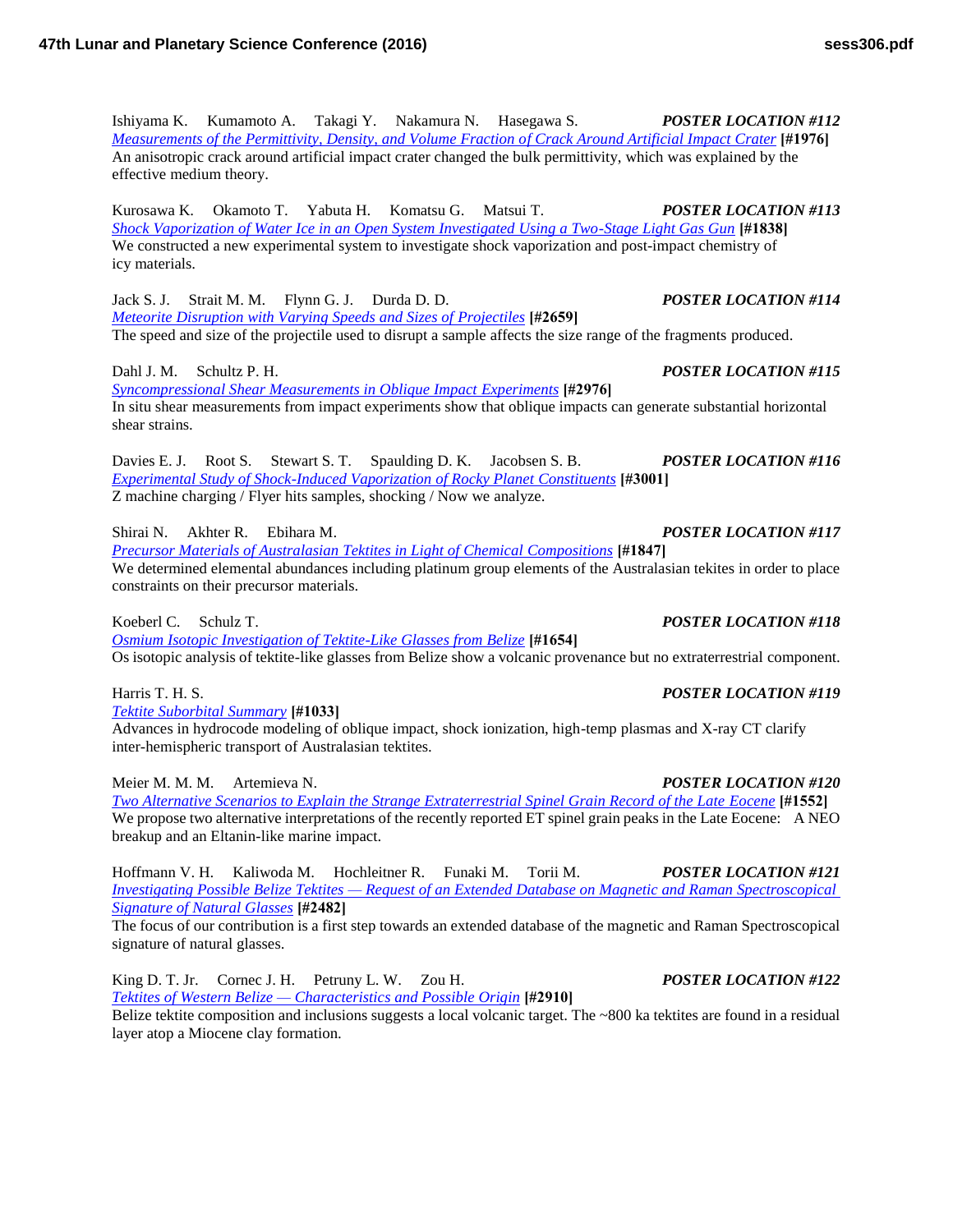Ishiyama K. Kumamoto A. Takagi Y. Nakamura N. Hasegawa S. ***POSTER LOCATION #112***
*Measurements of the Permittivity, Density, and Volume Fraction of Crack Around Artificial Impact Crater* **[#1976]**
An anisotropic crack around artificial impact crater changed the bulk permittivity, which was explained by the effective medium theory.

Kurosawa K. Okamoto T. Yabuta H. Komatsu G. Matsui T. ***POSTER LOCATION #113***
*Shock Vaporization of Water Ice in an Open System Investigated Using a Two-Stage Light Gas Gun* **[#1838]**
We constructed a new experimental system to investigate shock vaporization and post-impact chemistry of icy materials.

Jack S. J. Strait M. M. Flynn G. J. Durda D. D. ***POSTER LOCATION #114***
*Meteorite Disruption with Varying Speeds and Sizes of Projectiles* **[#2659]**
The speed and size of the projectile used to disrupt a sample affects the size range of the fragments produced.

Dahl J. M. Schultz P. H. ***POSTER LOCATION #115***
*Syncompressional Shear Measurements in Oblique Impact Experiments* **[#2976]**
In situ shear measurements from impact experiments show that oblique impacts can generate substantial horizontal shear strains.

Davies E. J. Root S. Stewart S. T. Spaulding D. K. Jacobsen S. B. ***POSTER LOCATION #116***
*Experimental Study of Shock-Induced Vaporization of Rocky Planet Constituents* **[#3001]**
Z machine charging / Flyer hits samples, shocking / Now we analyze.

Shirai N. Akhter R. Ebihara M. ***POSTER LOCATION #117***
*Precursor Materials of Australasian Tektites in Light of Chemical Compositions* **[#1847]**
We determined elemental abundances including platinum group elements of the Australasian tekites in order to place constraints on their precursor materials.

Koeberl C. Schulz T. ***POSTER LOCATION #118***
*Osmium Isotopic Investigation of Tektite-Like Glasses from Belize* **[#1654]**
Os isotopic analysis of tektite-like glasses from Belize show a volcanic provenance but no extraterrestrial component.

Harris T. H. S. ***POSTER LOCATION #119***
*Tektite Suborbital Summary* **[#1033]**
Advances in hydrocode modeling of oblique impact, shock ionization, high-temp plasmas and X-ray CT clarify inter-hemispheric transport of Australasian tektites.

Meier M. M. M. Artemieva N. ***POSTER LOCATION #120***
*Two Alternative Scenarios to Explain the Strange Extraterrestrial Spinel Grain Record of the Late Eocene* **[#1552]**
We propose two alternative interpretations of the recently reported ET spinel grain peaks in the Late Eocene: A NEO breakup and an Eltanin-like marine impact.

Hoffmann V. H. Kaliwoda M. Hochleitner R. Funaki M. Torii M. ***POSTER LOCATION #121***
*Investigating Possible Belize Tektites — Request of an Extended Database on Magnetic and Raman Spectroscopical Signature of Natural Glasses* **[#2482]**
The focus of our contribution is a first step towards an extended database of the magnetic and Raman Spectroscopical signature of natural glasses.

King D. T. Jr. Cornec J. H. Petruny L. W. Zou H. ***POSTER LOCATION #122***
*Tektites of Western Belize — Characteristics and Possible Origin* **[#2910]**
Belize tektite composition and inclusions suggests a local volcanic target. The ~800 ka tektites are found in a residual layer atop a Miocene clay formation.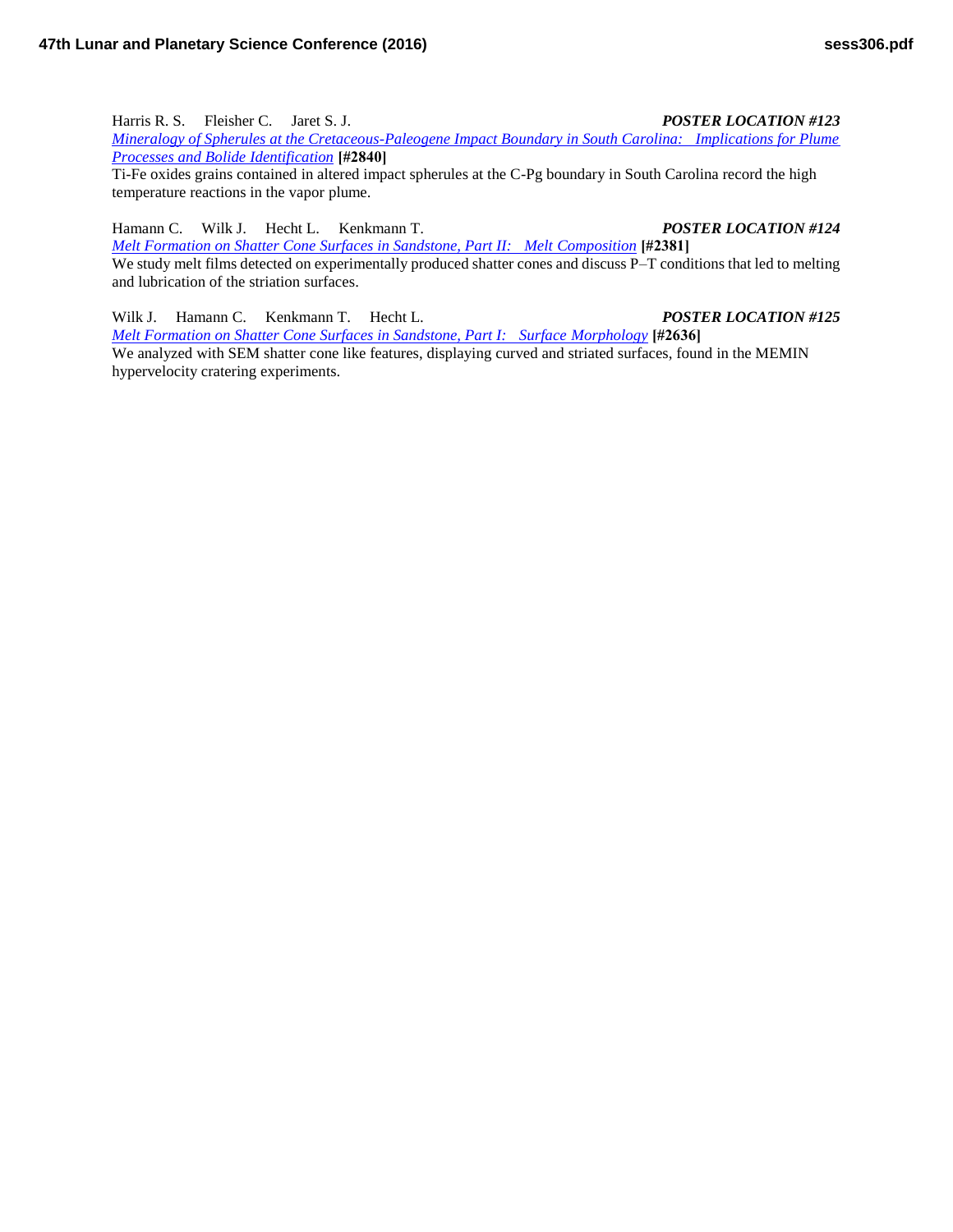Harris R. S. Fleisher C. Jaret S. J. ***POSTER LOCATION #123***

*Mineralogy of Spherules at the Cretaceous-Paleogene Impact Boundary in South Carolina: Implications for Plume Processes and Bolide Identification* **[#2840]**

Ti-Fe oxides grains contained in altered impact spherules at the C-Pg boundary in South Carolina record the high temperature reactions in the vapor plume.

Hamann C. Wilk J. Hecht L. Kenkmann T. ***POSTER LOCATION #124***

*Melt Formation on Shatter Cone Surfaces in Sandstone, Part II: Melt Composition* **[#2381]**

We study melt films detected on experimentally produced shatter cones and discuss P–T conditions that led to melting and lubrication of the striation surfaces.

Wilk J. Hamann C. Kenkmann T. Hecht L. ***POSTER LOCATION #125***

*Melt Formation on Shatter Cone Surfaces in Sandstone, Part I: Surface Morphology* **[#2636]**

We analyzed with SEM shatter cone like features, displaying curved and striated surfaces, found in the MEMIN hypervelocity cratering experiments.